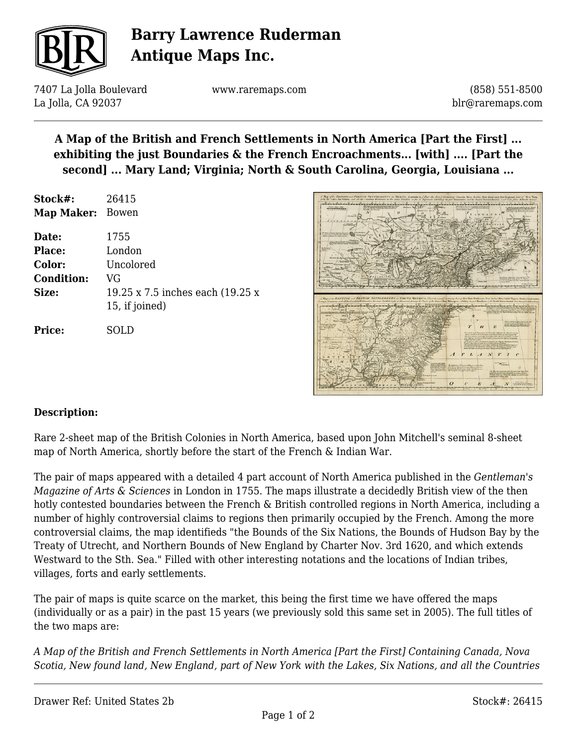# Barry Lawrence Ruderman Antique Maps Inc.

7407 La Jolla Boulevard
La Jolla, CA 92037

www.raremaps.com

(858) 551-8500
blr@raremaps.com

## A Map of the British and French Settlements in North America [Part the First] ... exhibiting the just Boundaries & the French Encroachments... [with] .... [Part the second] ... Mary Land; Virginia; North & South Carolina, Georgia, Louisiana ...

| | |
|---|---|
| **Stock#:** | 26415 |
| **Map Maker:** | Bowen |
| **Date:** | 1755 |
| **Place:** | London |
| **Color:** | Uncolored |
| **Condition:** | VG |
| **Size:** | 19.25 x 7.5 inches each (19.25 x 15, if joined) |
| **Price:** | SOLD |

### Description:

Rare 2-sheet map of the British Colonies in North America, based upon John Mitchell's seminal 8-sheet map of North America, shortly before the start of the French & Indian War.

The pair of maps appeared with a detailed 4 part account of North America published in the *Gentleman's Magazine of Arts & Sciences* in London in 1755. The maps illustrate a decidedly British view of the then hotly contested boundaries between the French & British controlled regions in North America, including a number of highly controversial claims to regions then primarily occupied by the French. Among the more controversial claims, the map identifieds "the Bounds of the Six Nations, the Bounds of Hudson Bay by the Treaty of Utrecht, and Northern Bounds of New England by Charter Nov. 3rd 1620, and which extends Westward to the Sth. Sea." Filled with other interesting notations and the locations of Indian tribes, villages, forts and early settlements.

The pair of maps is quite scarce on the market, this being the first time we have offered the maps (individually or as a pair) in the past 15 years (we previously sold this same set in 2005). The full titles of the two maps are:

*A Map of the British and French Settlements in North America [Part the First] Containing Canada, Nova Scotia, New found land, New England, part of New York with the Lakes, Six Nations, and all the Countries*

Drawer Ref: United States 2b

Stock#: 26415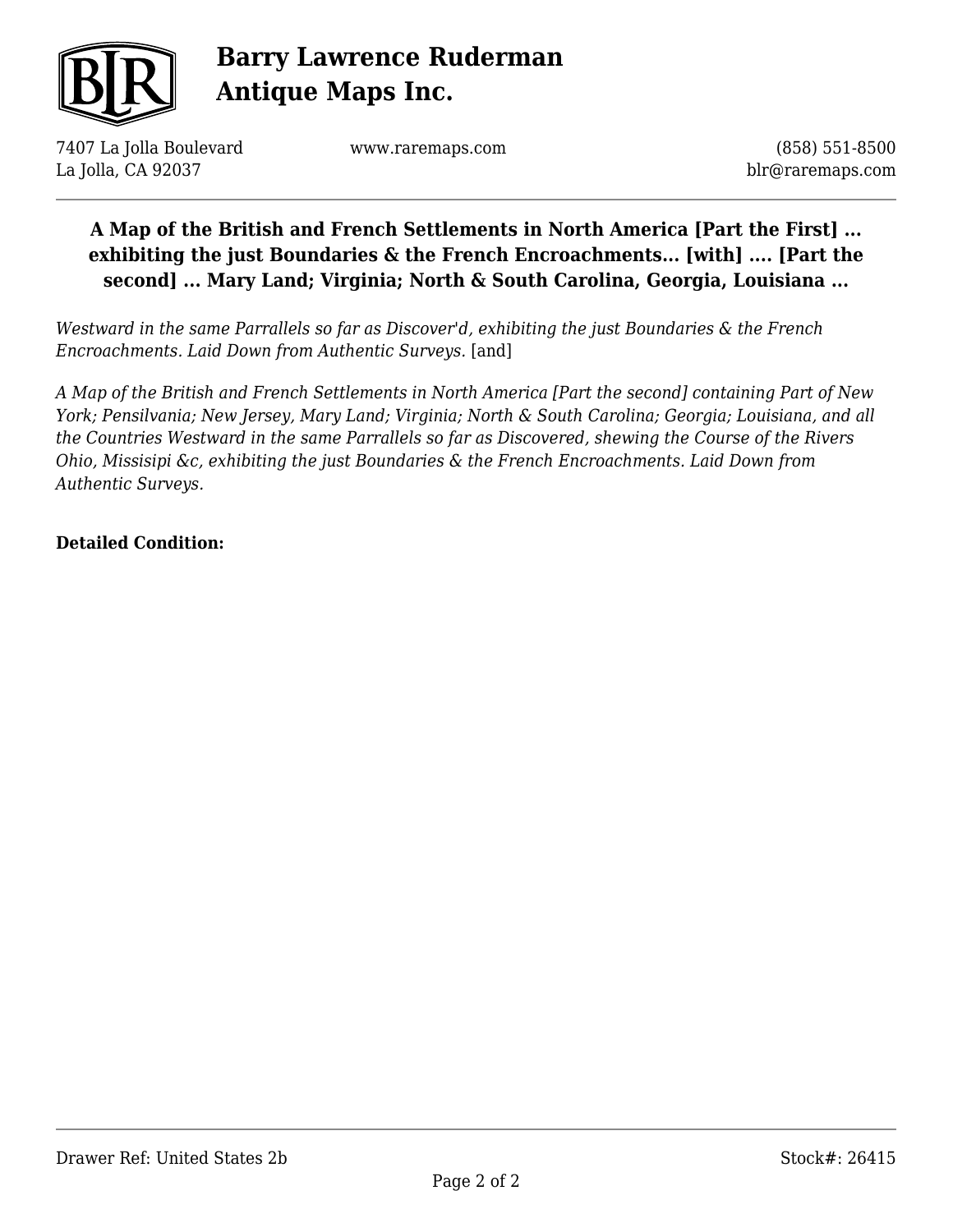**A Map of the British and French Settlements in North America [Part the First] ... exhibiting the just Boundaries & the French Encroachments... [with] .... [Part the second] ... Mary Land; Virginia; North & South Carolina, Georgia, Louisiana ...**

*Westward in the same Parrallels so far as Discover'd, exhibiting the just Boundaries & the French Encroachments. Laid Down from Authentic Surveys.* [and]

*A Map of the British and French Settlements in North America [Part the second] containing Part of New York; Pensilvania; New Jersey, Mary Land; Virginia; North & South Carolina; Georgia; Louisiana, and all the Countries Westward in the same Parrallels so far as Discovered, shewing the Course of the Rivers Ohio, Missisipi &c, exhibiting the just Boundaries & the French Encroachments. Laid Down from Authentic Surveys.*

**Detailed Condition:**

Drawer Ref: United States 2b

Stock#: 26415